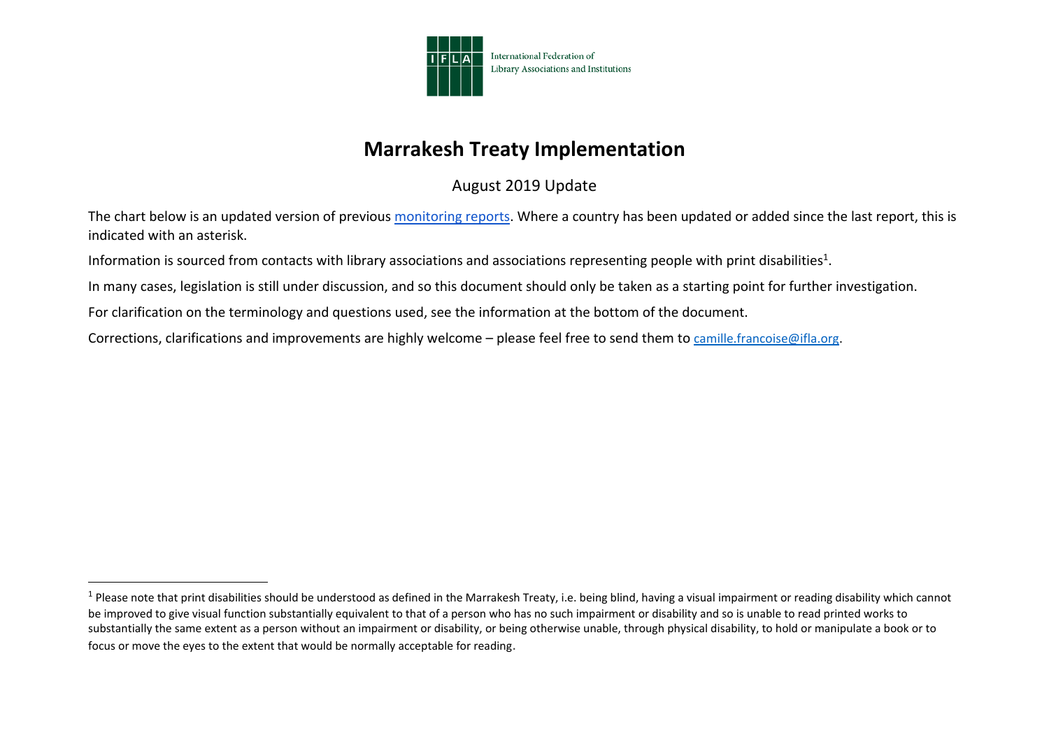International Federation of Library Associations and Institutions

# Marrakesh Treaty Implementation

August 2019 Update

The chart below is an updated version of previous [monitoring reports](). Where a country has been updated or added since the last report, this is indicated with an asterisk.

Information is sourced from contacts with library associations and associations representing people with print disabilities[1].

In many cases, legislation is still under discussion, and so this document should only be taken as a starting point for further investigation.

For clarification on the terminology and questions used, see the information at the bottom of the document.

Corrections, clarifications and improvements are highly welcome – please feel free to send them to [camille.francoise@ifla.org](mailto:camille.francoise@ifla.org).

---

[1] Please note that print disabilities should be understood as defined in the Marrakesh Treaty, i.e. being blind, having a visual impairment or reading disability which cannot be improved to give visual function substantially equivalent to that of a person who has no such impairment or disability and so is unable to read printed works to substantially the same extent as a person without an impairment or disability, or being otherwise unable, through physical disability, to hold or manipulate a book or to focus or move the eyes to the extent that would be normally acceptable for reading.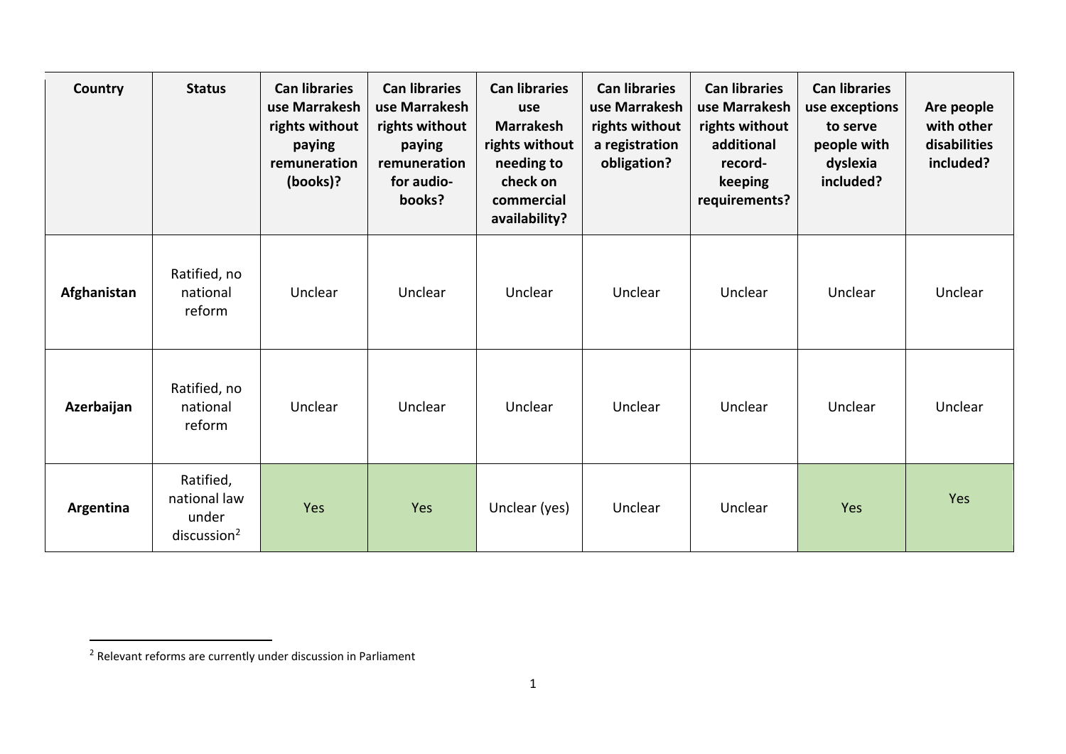| Country | Status | Can libraries use Marrakesh rights without paying remuneration (books)? | Can libraries use Marrakesh rights without paying remuneration for audio-books? | Can libraries use Marrakesh rights without needing to check on commercial availability? | Can libraries use Marrakesh rights without a registration obligation? | Can libraries use Marrakesh rights without additional record-keeping requirements? | Can libraries use exceptions to serve people with dyslexia included? | Are people with other disabilities included? |
|---|---|---|---|---|---|---|---|---|
| **Afghanistan** | Ratified, no national reform | Unclear | Unclear | Unclear | Unclear | Unclear | Unclear | Unclear |
| **Azerbaijan** | Ratified, no national reform | Unclear | Unclear | Unclear | Unclear | Unclear | Unclear | Unclear |
| **Argentina** | Ratified, national law under discussion[2] | Yes | Yes | Unclear (yes) | Unclear | Unclear | Yes | Yes |

[2] Relevant reforms are currently under discussion in Parliament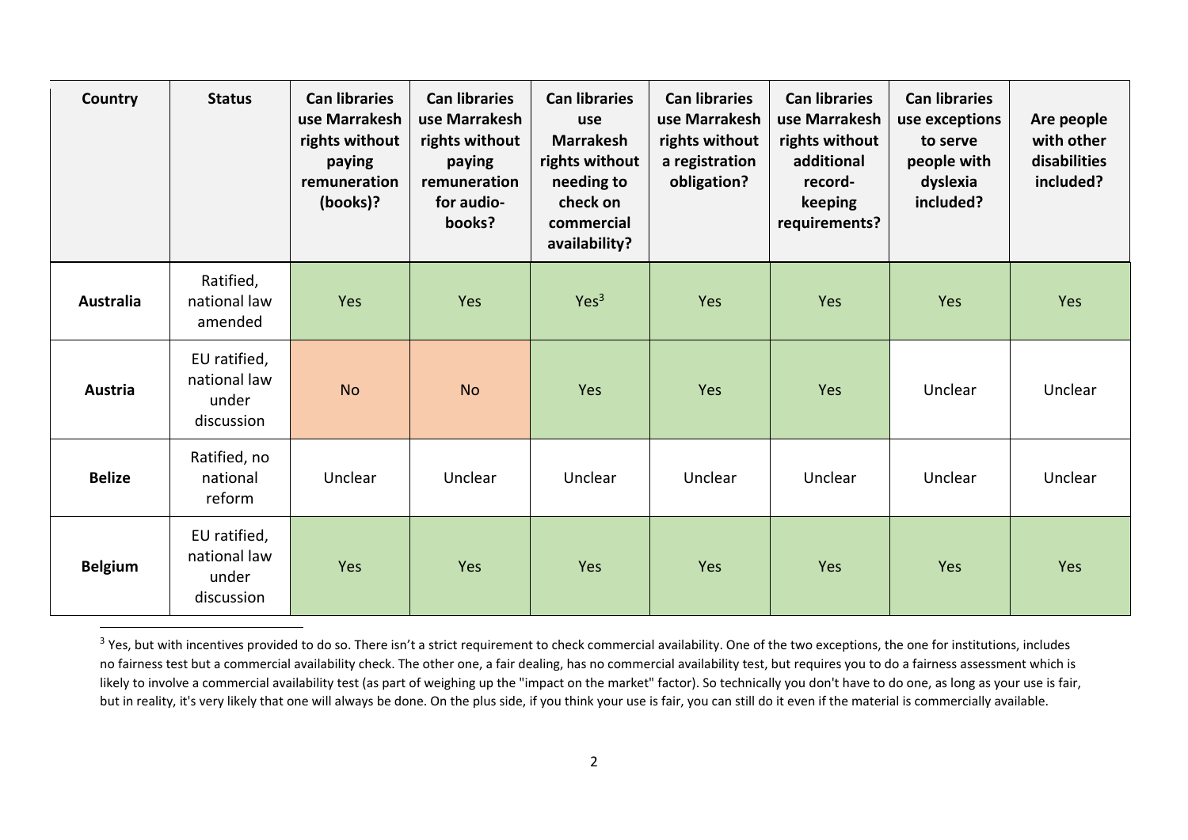| Country | Status | Can libraries use Marrakesh rights without paying remuneration (books)? | Can libraries use Marrakesh rights without paying remuneration for audio-books? | Can libraries use Marrakesh rights without needing to check on commercial availability? | Can libraries use Marrakesh rights without a registration obligation? | Can libraries use Marrakesh rights without additional record-keeping requirements? | Can libraries use exceptions to serve people with dyslexia included? | Are people with other disabilities included? |
|---|---|---|---|---|---|---|---|---|
| **Australia** | Ratified, national law amended | Yes | Yes | Yes[3] | Yes | Yes | Yes | Yes |
| **Austria** | EU ratified, national law under discussion | No | No | Yes | Yes | Yes | Unclear | Unclear |
| **Belize** | Ratified, no national reform | Unclear | Unclear | Unclear | Unclear | Unclear | Unclear | Unclear |
| **Belgium** | EU ratified, national law under discussion | Yes | Yes | Yes | Yes | Yes | Yes | Yes |

[3] Yes, but with incentives provided to do so. There isn't a strict requirement to check commercial availability. One of the two exceptions, the one for institutions, includes no fairness test but a commercial availability check. The other one, a fair dealing, has no commercial availability test, but requires you to do a fairness assessment which is likely to involve a commercial availability test (as part of weighing up the "impact on the market" factor). So technically you don't have to do one, as long as your use is fair, but in reality, it's very likely that one will always be done. On the plus side, if you think your use is fair, you can still do it even if the material is commercially available.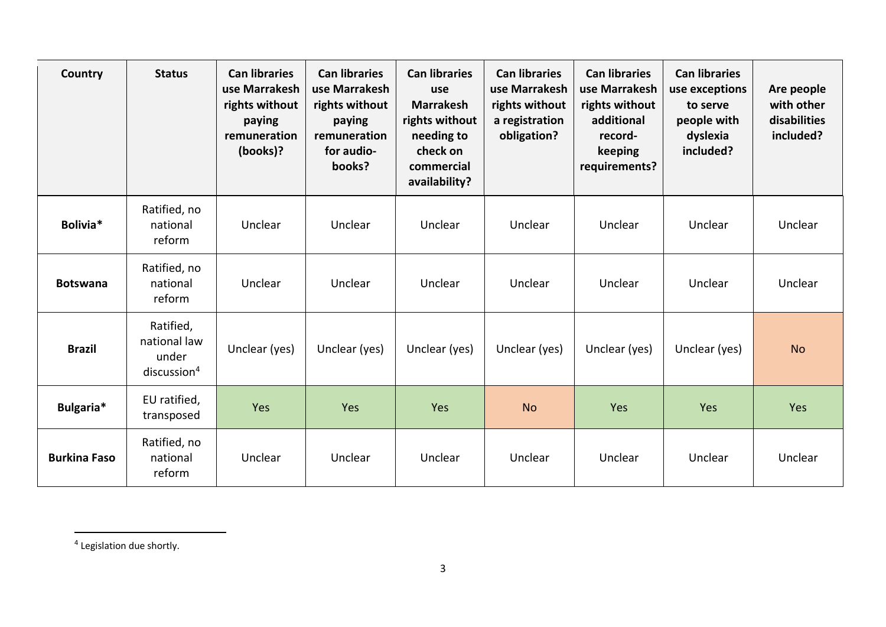| Country | Status | Can libraries use Marrakesh rights without paying remuneration (books)? | Can libraries use Marrakesh rights without paying remuneration for audio-books? | Can libraries use Marrakesh rights without needing to check on commercial availability? | Can libraries use Marrakesh rights without a registration obligation? | Can libraries use Marrakesh rights without additional record-keeping requirements? | Can libraries use exceptions to serve people with dyslexia included? | Are people with other disabilities included? |
|---|---|---|---|---|---|---|---|---|
| **Bolivia*** | Ratified, no national reform | Unclear | Unclear | Unclear | Unclear | Unclear | Unclear | Unclear |
| **Botswana** | Ratified, no national reform | Unclear | Unclear | Unclear | Unclear | Unclear | Unclear | Unclear |
| **Brazil** | Ratified, national law under discussion[4] | Unclear (yes) | Unclear (yes) | Unclear (yes) | Unclear (yes) | Unclear (yes) | Unclear (yes) | No |
| **Bulgaria*** | EU ratified, transposed | Yes | Yes | Yes | No | Yes | Yes | Yes |
| **Burkina Faso** | Ratified, no national reform | Unclear | Unclear | Unclear | Unclear | Unclear | Unclear | Unclear |

[4] Legislation due shortly.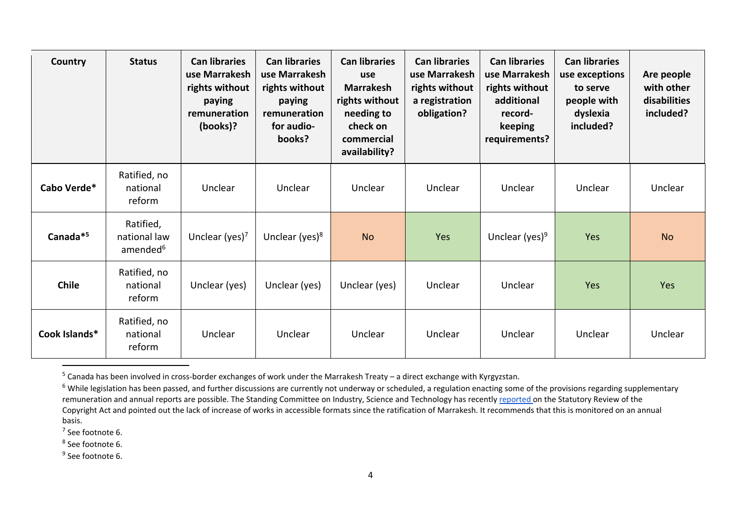| Country | Status | Can libraries use Marrakesh rights without paying remuneration (books)? | Can libraries use Marrakesh rights without paying remuneration for audio-books? | Can libraries use Marrakesh rights without needing to check on commercial availability? | Can libraries use Marrakesh rights without a registration obligation? | Can libraries use Marrakesh rights without additional record-keeping requirements? | Can libraries use exceptions to serve people with dyslexia included? | Are people with other disabilities included? |
|---|---|---|---|---|---|---|---|---|
| **Cabo Verde*** | Ratified, no national reform | Unclear | Unclear | Unclear | Unclear | Unclear | Unclear | Unclear |
| **Canada*[5]** | Ratified, national law amended[6] | Unclear (yes)[7] | Unclear (yes)[8] | No | Yes | Unclear (yes)[9] | Yes | No |
| **Chile** | Ratified, no national reform | Unclear (yes) | Unclear (yes) | Unclear (yes) | Unclear | Unclear | Yes | Yes |
| **Cook Islands*** | Ratified, no national reform | Unclear | Unclear | Unclear | Unclear | Unclear | Unclear | Unclear |

[5] Canada has been involved in cross-border exchanges of work under the Marrakesh Treaty – a direct exchange with Kyrgyzstan.

[6] While legislation has been passed, and further discussions are currently not underway or scheduled, a regulation enacting some of the provisions regarding supplementary remuneration and annual reports are possible. The Standing Committee on Industry, Science and Technology has recently reported on the Statutory Review of the Copyright Act and pointed out the lack of increase of works in accessible formats since the ratification of Marrakesh. It recommends that this is monitored on an annual basis.

[7] See footnote 6.

[8] See footnote 6.

[9] See footnote 6.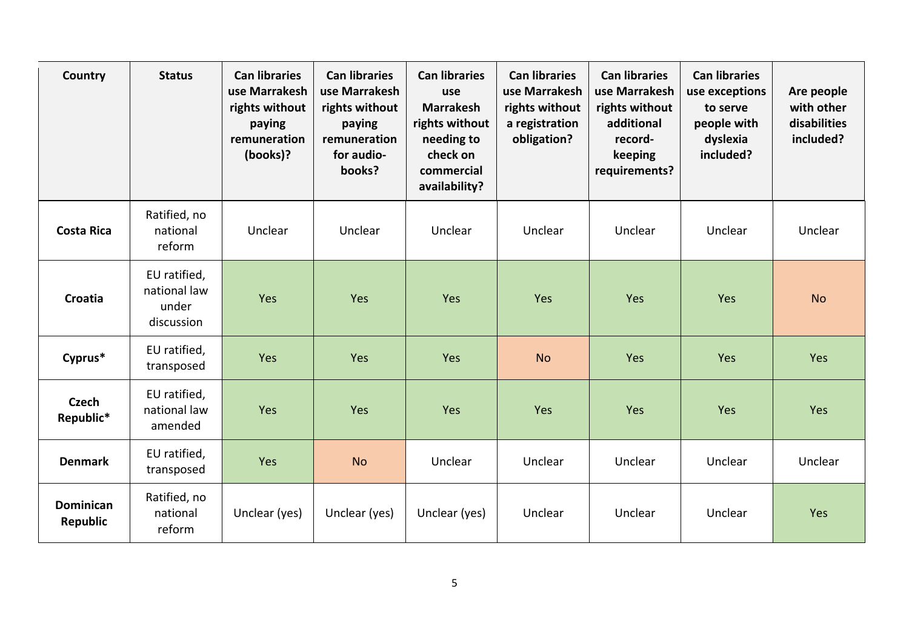| Country | Status | Can libraries use Marrakesh rights without paying remuneration (books)? | Can libraries use Marrakesh rights without paying remuneration for audio-books? | Can libraries use Marrakesh rights without needing to check on commercial availability? | Can libraries use Marrakesh rights without a registration obligation? | Can libraries use Marrakesh rights without additional record-keeping requirements? | Can libraries use exceptions to serve people with dyslexia included? | Are people with other disabilities included? |
|---|---|---|---|---|---|---|---|---|
| **Costa Rica** | Ratified, no national reform | Unclear | Unclear | Unclear | Unclear | Unclear | Unclear | Unclear |
| **Croatia** | EU ratified, national law under discussion | Yes | Yes | Yes | Yes | Yes | Yes | No |
| **Cyprus*** | EU ratified, transposed | Yes | Yes | Yes | No | Yes | Yes | Yes |
| **Czech Republic*** | EU ratified, national law amended | Yes | Yes | Yes | Yes | Yes | Yes | Yes |
| **Denmark** | EU ratified, transposed | Yes | No | Unclear | Unclear | Unclear | Unclear | Unclear |
| **Dominican Republic** | Ratified, no national reform | Unclear (yes) | Unclear (yes) | Unclear (yes) | Unclear | Unclear | Unclear | Yes |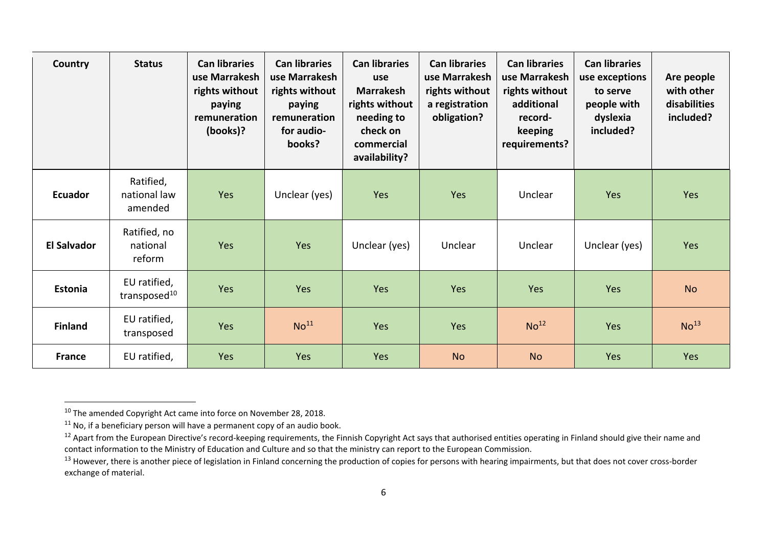| Country | Status | Can libraries use Marrakesh rights without paying remuneration (books)? | Can libraries use Marrakesh rights without paying remuneration for audio-books? | Can libraries use Marrakesh rights without needing to check on commercial availability? | Can libraries use Marrakesh rights without a registration obligation? | Can libraries use Marrakesh rights without additional record-keeping requirements? | Can libraries use exceptions to serve people with dyslexia included? | Are people with other disabilities included? |
|---|---|---|---|---|---|---|---|---|
| **Ecuador** | Ratified, national law amended | Yes | Unclear (yes) | Yes | Yes | Unclear | Yes | Yes |
| **El Salvador** | Ratified, no national reform | Yes | Yes | Unclear (yes) | Unclear | Unclear | Unclear (yes) | Yes |
| **Estonia** | EU ratified, transposed[10] | Yes | Yes | Yes | Yes | Yes | Yes | No |
| **Finland** | EU ratified, transposed | Yes | No[11] | Yes | Yes | No[12] | Yes | No[13] |
| **France** | EU ratified, | Yes | Yes | Yes | No | No | Yes | Yes |

[10] The amended Copyright Act came into force on November 28, 2018.

[11] No, if a beneficiary person will have a permanent copy of an audio book.

[12] Apart from the European Directive's record-keeping requirements, the Finnish Copyright Act says that authorised entities operating in Finland should give their name and contact information to the Ministry of Education and Culture and so that the ministry can report to the European Commission.

[13] However, there is another piece of legislation in Finland concerning the production of copies for persons with hearing impairments, but that does not cover cross-border exchange of material.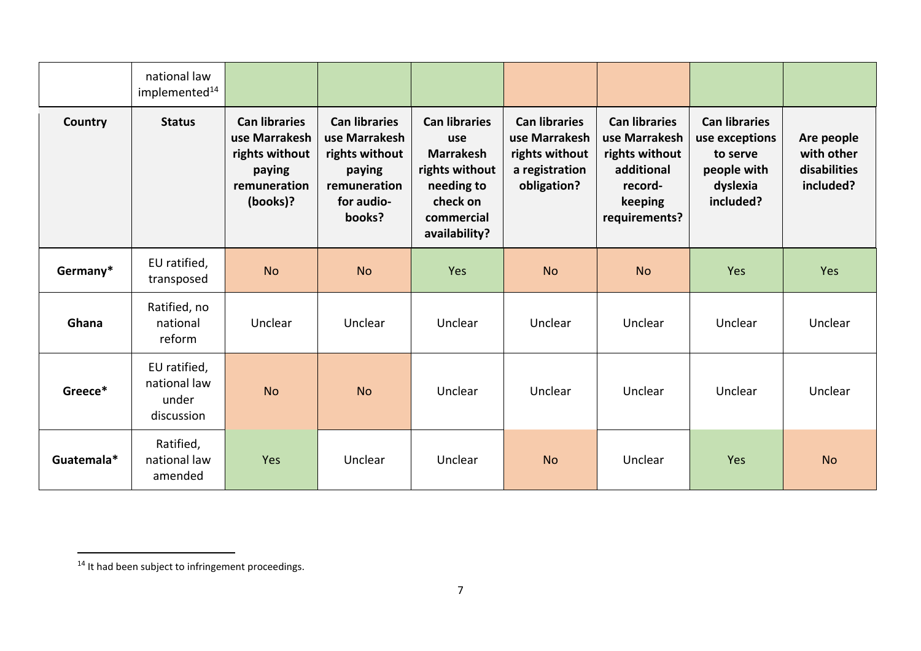| | national law implemented[14] | | | | | | | |
|---|---|---|---|---|---|---|---|---|
| **Country** | **Status** | **Can libraries use Marrakesh rights without paying remuneration (books)?** | **Can libraries use Marrakesh rights without paying remuneration for audio-books?** | **Can libraries use Marrakesh rights without needing to check on commercial availability?** | **Can libraries use Marrakesh rights without a registration obligation?** | **Can libraries use Marrakesh rights without additional record-keeping requirements?** | **Can libraries use exceptions to serve people with dyslexia included?** | **Are people with other disabilities included?** |
| **Germany*** | EU ratified, transposed | No | No | Yes | No | No | Yes | Yes |
| **Ghana** | Ratified, no national reform | Unclear | Unclear | Unclear | Unclear | Unclear | Unclear | Unclear |
| **Greece*** | EU ratified, national law under discussion | No | No | Unclear | Unclear | Unclear | Unclear | Unclear |
| **Guatemala*** | Ratified, national law amended | Yes | Unclear | Unclear | No | Unclear | Yes | No |

[14] It had been subject to infringement proceedings.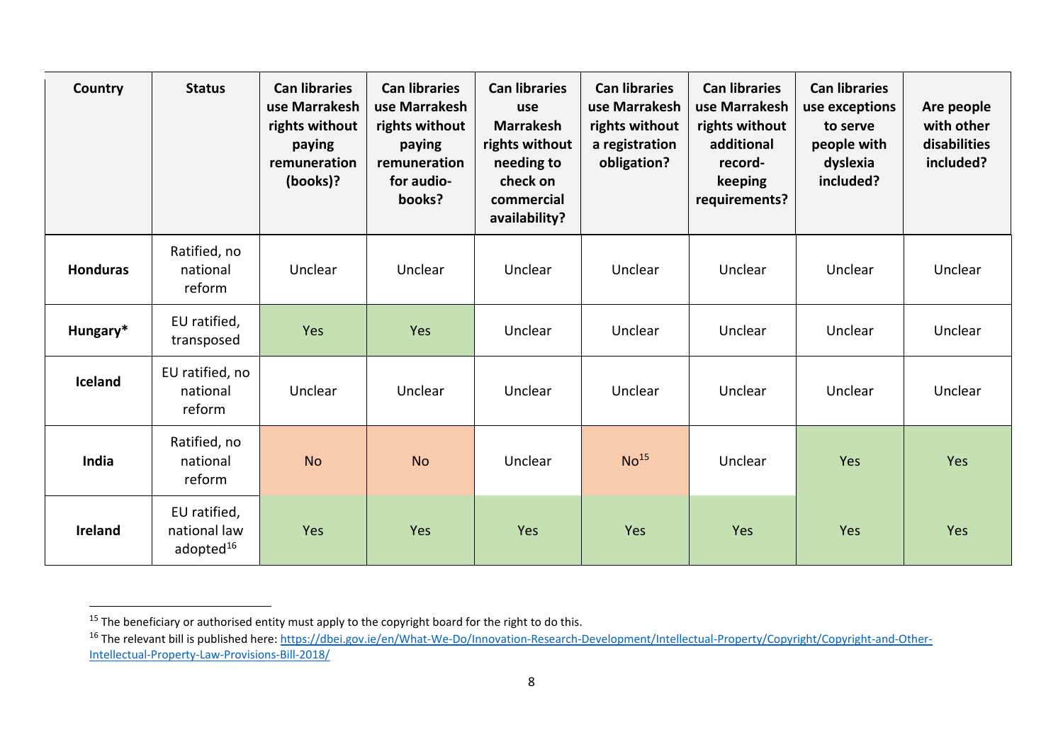| Country | Status | Can libraries use Marrakesh rights without paying remuneration (books)? | Can libraries use Marrakesh rights without paying remuneration for audio-books? | Can libraries use Marrakesh rights without needing to check on commercial availability? | Can libraries use Marrakesh rights without a registration obligation? | Can libraries use Marrakesh rights without additional record-keeping requirements? | Can libraries use exceptions to serve people with dyslexia included? | Are people with other disabilities included? |
|---|---|---|---|---|---|---|---|---|
| **Honduras** | Ratified, no national reform | Unclear | Unclear | Unclear | Unclear | Unclear | Unclear | Unclear |
| **Hungary*** | EU ratified, transposed | Yes | Yes | Unclear | Unclear | Unclear | Unclear | Unclear |
| **Iceland** | EU ratified, no national reform | Unclear | Unclear | Unclear | Unclear | Unclear | Unclear | Unclear |
| **India** | Ratified, no national reform | No | No | Unclear | No[15] | Unclear | Yes | Yes |
| **Ireland** | EU ratified, national law adopted[16] | Yes | Yes | Yes | Yes | Yes | Yes | Yes |

[15] The beneficiary or authorised entity must apply to the copyright board for the right to do this.

[16] The relevant bill is published here: https://dbei.gov.ie/en/What-We-Do/Innovation-Research-Development/Intellectual-Property/Copyright/Copyright-and-Other-Intellectual-Property-Law-Provisions-Bill-2018/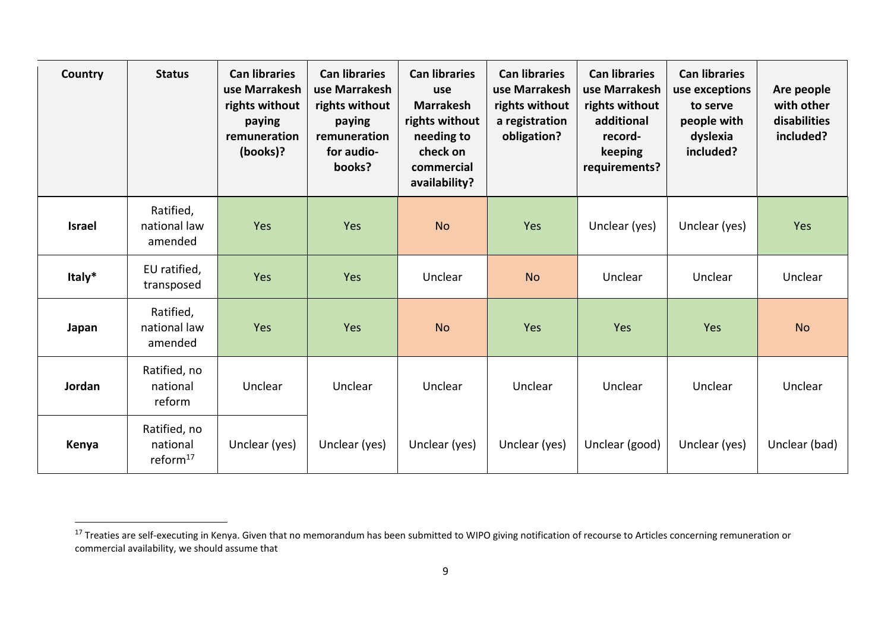| Country | Status | Can libraries use Marrakesh rights without paying remuneration (books)? | Can libraries use Marrakesh rights without paying remuneration for audio-books? | Can libraries use Marrakesh rights without needing to check on commercial availability? | Can libraries use Marrakesh rights without a registration obligation? | Can libraries use Marrakesh rights without additional record-keeping requirements? | Can libraries use exceptions to serve people with dyslexia included? | Are people with other disabilities included? |
|---|---|---|---|---|---|---|---|---|
| **Israel** | Ratified, national law amended | Yes | Yes | No | Yes | Unclear (yes) | Unclear (yes) | Yes |
| **Italy*** | EU ratified, transposed | Yes | Yes | Unclear | No | Unclear | Unclear | Unclear |
| **Japan** | Ratified, national law amended | Yes | Yes | No | Yes | Yes | Yes | No |
| **Jordan** | Ratified, no national reform | Unclear | Unclear | Unclear | Unclear | Unclear | Unclear | Unclear |
| **Kenya** | Ratified, no national reform[17] | Unclear (yes) | Unclear (yes) | Unclear (yes) | Unclear (yes) | Unclear (good) | Unclear (yes) | Unclear (bad) |

[17] Treaties are self-executing in Kenya. Given that no memorandum has been submitted to WIPO giving notification of recourse to Articles concerning remuneration or commercial availability, we should assume that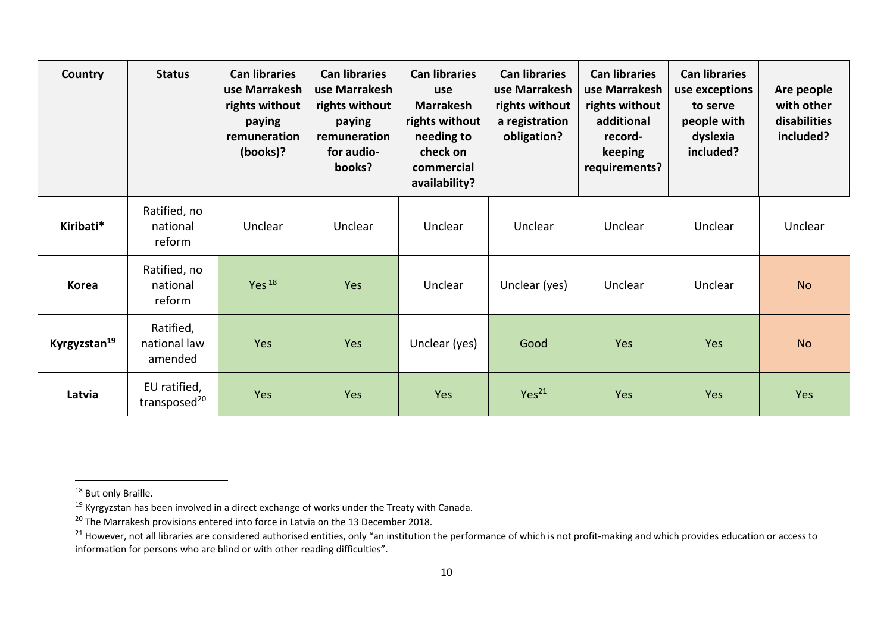| Country | Status | Can libraries use Marrakesh rights without paying remuneration (books)? | Can libraries use Marrakesh rights without paying remuneration for audio-books? | Can libraries use Marrakesh rights without needing to check on commercial availability? | Can libraries use Marrakesh rights without a registration obligation? | Can libraries use Marrakesh rights without additional record-keeping requirements? | Can libraries use exceptions to serve people with dyslexia included? | Are people with other disabilities included? |
|---|---|---|---|---|---|---|---|---|
| **Kiribati*** | Ratified, no national reform | Unclear | Unclear | Unclear | Unclear | Unclear | Unclear | Unclear |
| **Korea** | Ratified, no national reform | Yes [18] | Yes | Unclear | Unclear (yes) | Unclear | Unclear | No |
| **Kyrgyzstan[19]** | Ratified, national law amended | Yes | Yes | Unclear (yes) | Good | Yes | Yes | No |
| **Latvia** | EU ratified, transposed[20] | Yes | Yes | Yes | Yes[21] | Yes | Yes | Yes |

[18] But only Braille.

[19] Kyrgyzstan has been involved in a direct exchange of works under the Treaty with Canada.

[20] The Marrakesh provisions entered into force in Latvia on the 13 December 2018.

[21] However, not all libraries are considered authorised entities, only "an institution the performance of which is not profit-making and which provides education or access to information for persons who are blind or with other reading difficulties".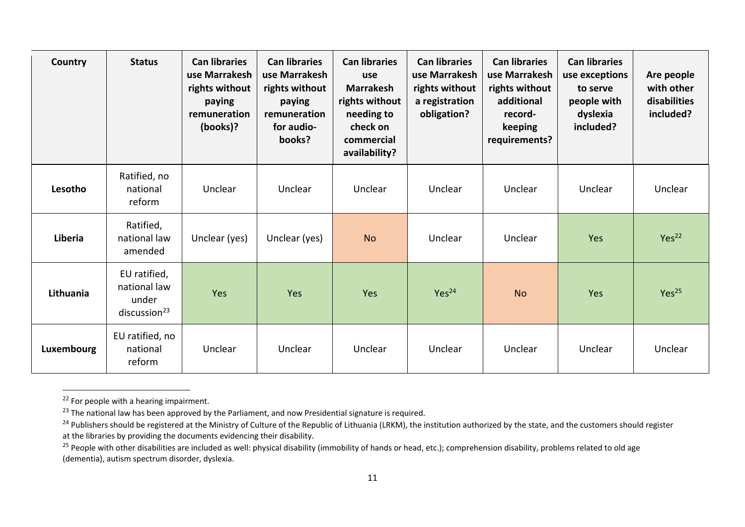| Country | Status | Can libraries use Marrakesh rights without paying remuneration (books)? | Can libraries use Marrakesh rights without paying remuneration for audio-books? | Can libraries use Marrakesh rights without needing to check on commercial availability? | Can libraries use Marrakesh rights without a registration obligation? | Can libraries use Marrakesh rights without additional record-keeping requirements? | Can libraries use exceptions to serve people with dyslexia included? | Are people with other disabilities included? |
|---|---|---|---|---|---|---|---|---|
| **Lesotho** | Ratified, no national reform | Unclear | Unclear | Unclear | Unclear | Unclear | Unclear | Unclear |
| **Liberia** | Ratified, national law amended | Unclear (yes) | Unclear (yes) | No | Unclear | Unclear | Yes | Yes[22] |
| **Lithuania** | EU ratified, national law under discussion[23] | Yes | Yes | Yes | Yes[24] | No | Yes | Yes[25] |
| **Luxembourg** | EU ratified, no national reform | Unclear | Unclear | Unclear | Unclear | Unclear | Unclear | Unclear |

[22] For people with a hearing impairment.

[23] The national law has been approved by the Parliament, and now Presidential signature is required.

[24] Publishers should be registered at the Ministry of Culture of the Republic of Lithuania (LRKM), the institution authorized by the state, and the customers should register at the libraries by providing the documents evidencing their disability.

[25] People with other disabilities are included as well: physical disability (immobility of hands or head, etc.); comprehension disability, problems related to old age (dementia), autism spectrum disorder, dyslexia.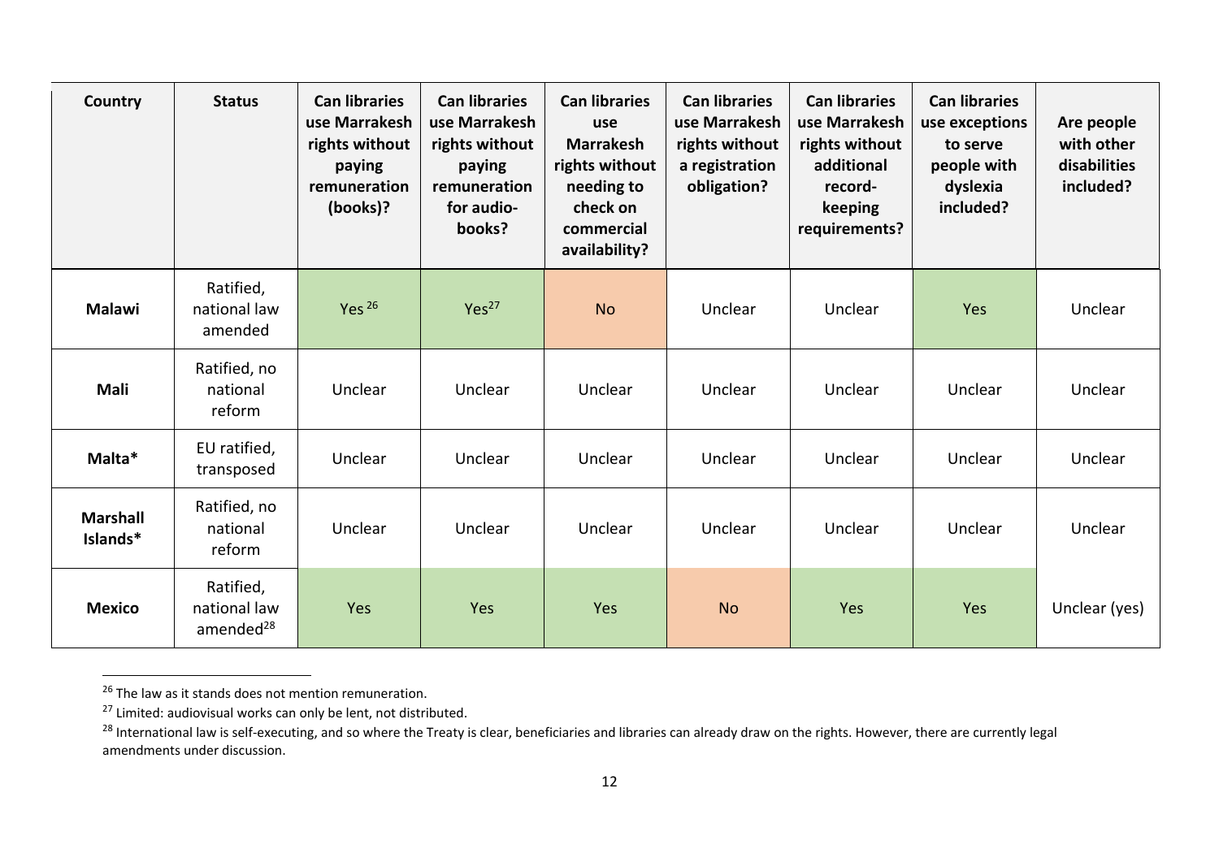| Country | Status | Can libraries use Marrakesh rights without paying remuneration (books)? | Can libraries use Marrakesh rights without paying remuneration for audio-books? | Can libraries use Marrakesh rights without needing to check on commercial availability? | Can libraries use Marrakesh rights without a registration obligation? | Can libraries use Marrakesh rights without additional record-keeping requirements? | Can libraries use exceptions to serve people with dyslexia included? | Are people with other disabilities included? |
|---|---|---|---|---|---|---|---|---|
| **Malawi** | Ratified, national law amended | Yes [26] | Yes[27] | No | Unclear | Unclear | Yes | Unclear |
| **Mali** | Ratified, no national reform | Unclear | Unclear | Unclear | Unclear | Unclear | Unclear | Unclear |
| **Malta*** | EU ratified, transposed | Unclear | Unclear | Unclear | Unclear | Unclear | Unclear | Unclear |
| **Marshall Islands*** | Ratified, no national reform | Unclear | Unclear | Unclear | Unclear | Unclear | Unclear | Unclear |
| **Mexico** | Ratified, national law amended[28] | Yes | Yes | Yes | No | Yes | Yes | Unclear (yes) |

[26] The law as it stands does not mention remuneration.

[27] Limited: audiovisual works can only be lent, not distributed.

[28] International law is self-executing, and so where the Treaty is clear, beneficiaries and libraries can already draw on the rights. However, there are currently legal amendments under discussion.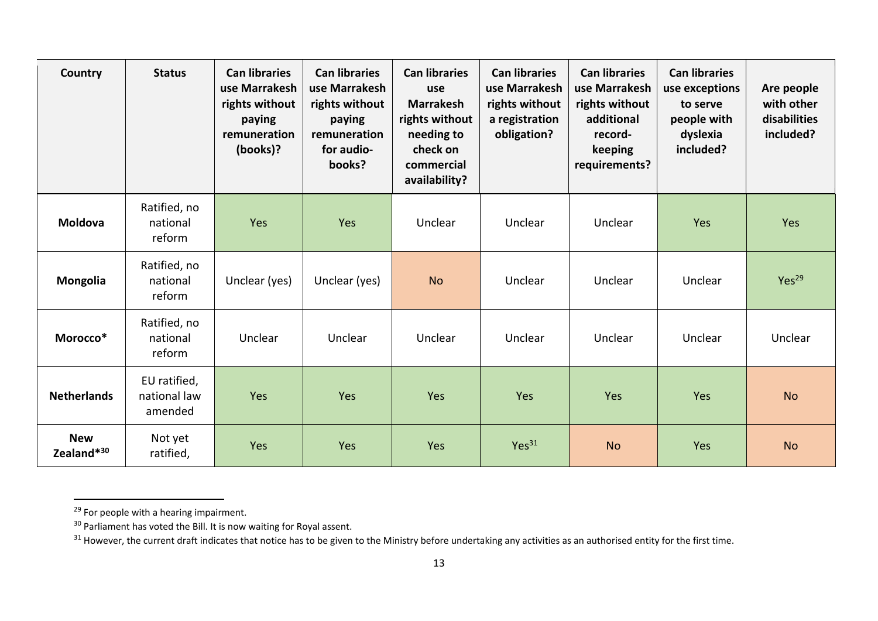| Country | Status | Can libraries use Marrakesh rights without paying remuneration (books)? | Can libraries use Marrakesh rights without paying remuneration for audio-books? | Can libraries use Marrakesh rights without needing to check on commercial availability? | Can libraries use Marrakesh rights without a registration obligation? | Can libraries use Marrakesh rights without additional record-keeping requirements? | Can libraries use exceptions to serve people with dyslexia included? | Are people with other disabilities included? |
|---|---|---|---|---|---|---|---|---|
| **Moldova** | Ratified, no national reform | Yes | Yes | Unclear | Unclear | Unclear | Yes | Yes |
| **Mongolia** | Ratified, no national reform | Unclear (yes) | Unclear (yes) | No | Unclear | Unclear | Unclear | Yes[29] |
| **Morocco*** | Ratified, no national reform | Unclear | Unclear | Unclear | Unclear | Unclear | Unclear | Unclear |
| **Netherlands** | EU ratified, national law amended | Yes | Yes | Yes | Yes | Yes | Yes | No |
| **New Zealand***[30] | Not yet ratified, | Yes | Yes | Yes | Yes[31] | No | Yes | No |

[29] For people with a hearing impairment.

[30] Parliament has voted the Bill. It is now waiting for Royal assent.

[31] However, the current draft indicates that notice has to be given to the Ministry before undertaking any activities as an authorised entity for the first time.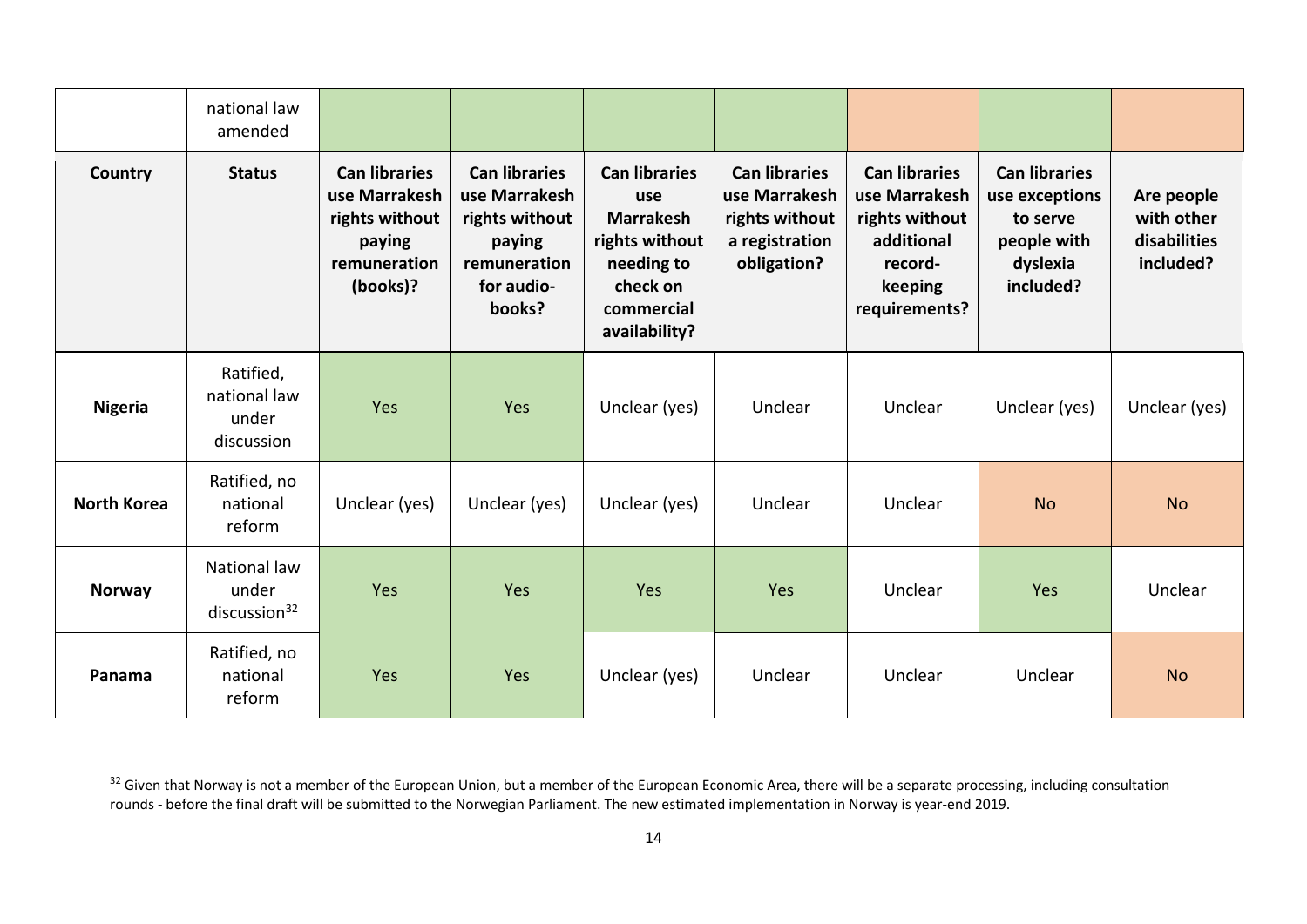| | national law amended | | | | | | | |
|---|---|---|---|---|---|---|---|---|
| **Country** | **Status** | **Can libraries use Marrakesh rights without paying remuneration (books)?** | **Can libraries use Marrakesh rights without paying remuneration for audio-books?** | **Can libraries use Marrakesh rights without needing to check on commercial availability?** | **Can libraries use Marrakesh rights without a registration obligation?** | **Can libraries use Marrakesh rights without additional record-keeping requirements?** | **Can libraries use exceptions to serve people with dyslexia included?** | **Are people with other disabilities included?** |
| **Nigeria** | Ratified, national law under discussion | Yes | Yes | Unclear (yes) | Unclear | Unclear | Unclear (yes) | Unclear (yes) |
| **North Korea** | Ratified, no national reform | Unclear (yes) | Unclear (yes) | Unclear (yes) | Unclear | Unclear | No | No |
| **Norway** | National law under discussion[32] | Yes | Yes | Yes | Yes | Unclear | Yes | Unclear |
| **Panama** | Ratified, no national reform | Yes | Yes | Unclear (yes) | Unclear | Unclear | Unclear | No |

[32] Given that Norway is not a member of the European Union, but a member of the European Economic Area, there will be a separate processing, including consultation rounds - before the final draft will be submitted to the Norwegian Parliament. The new estimated implementation in Norway is year-end 2019.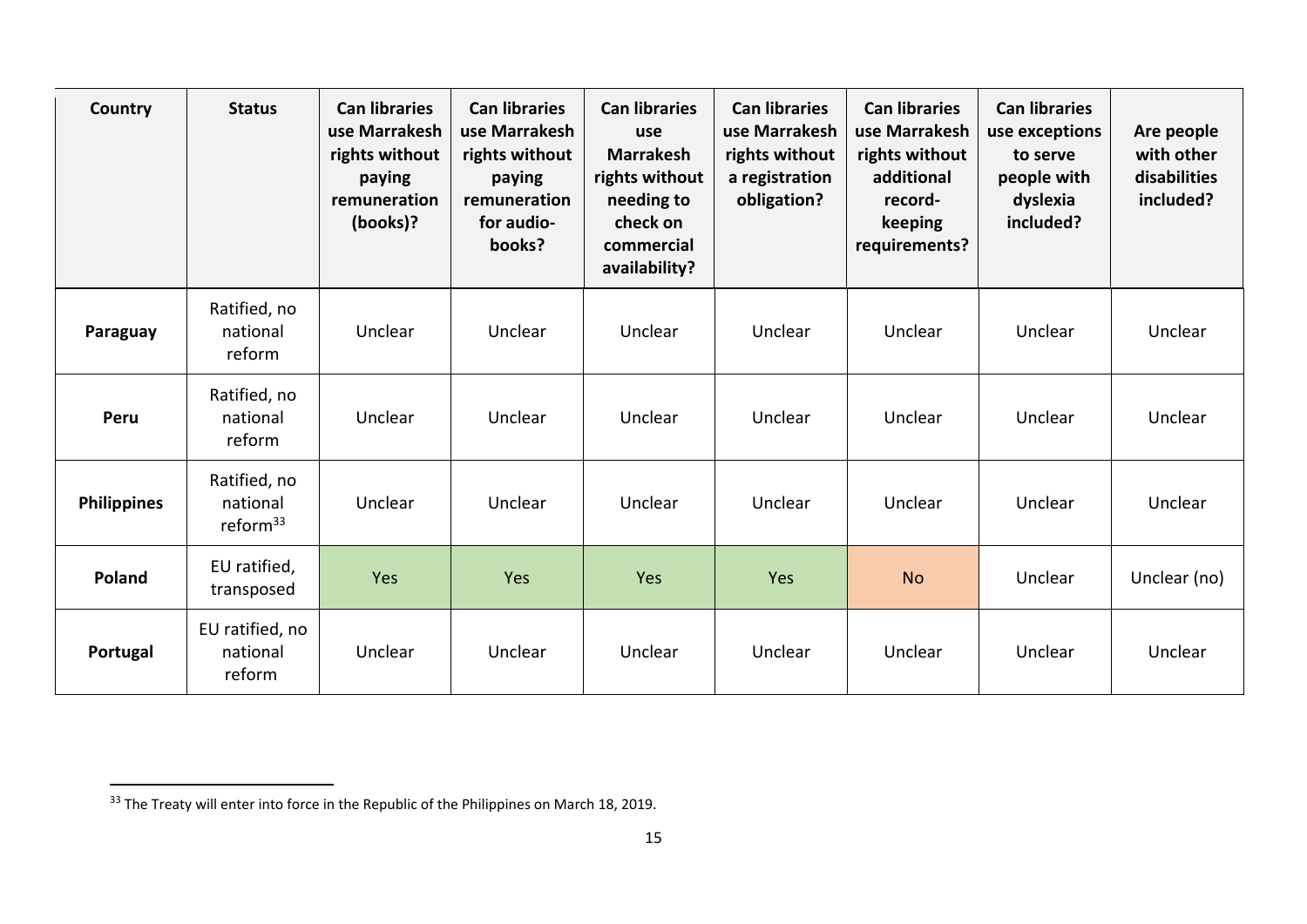| Country | Status | Can libraries use Marrakesh rights without paying remuneration (books)? | Can libraries use Marrakesh rights without paying remuneration for audio-books? | Can libraries use Marrakesh rights without needing to check on commercial availability? | Can libraries use Marrakesh rights without a registration obligation? | Can libraries use Marrakesh rights without additional record-keeping requirements? | Can libraries use exceptions to serve people with dyslexia included? | Are people with other disabilities included? |
|---|---|---|---|---|---|---|---|---|
| **Paraguay** | Ratified, no national reform | Unclear | Unclear | Unclear | Unclear | Unclear | Unclear | Unclear |
| **Peru** | Ratified, no national reform | Unclear | Unclear | Unclear | Unclear | Unclear | Unclear | Unclear |
| **Philippines** | Ratified, no national reform[33] | Unclear | Unclear | Unclear | Unclear | Unclear | Unclear | Unclear |
| **Poland** | EU ratified, transposed | Yes | Yes | Yes | Yes | No | Unclear | Unclear (no) |
| **Portugal** | EU ratified, no national reform | Unclear | Unclear | Unclear | Unclear | Unclear | Unclear | Unclear |

[33] The Treaty will enter into force in the Republic of the Philippines on March 18, 2019.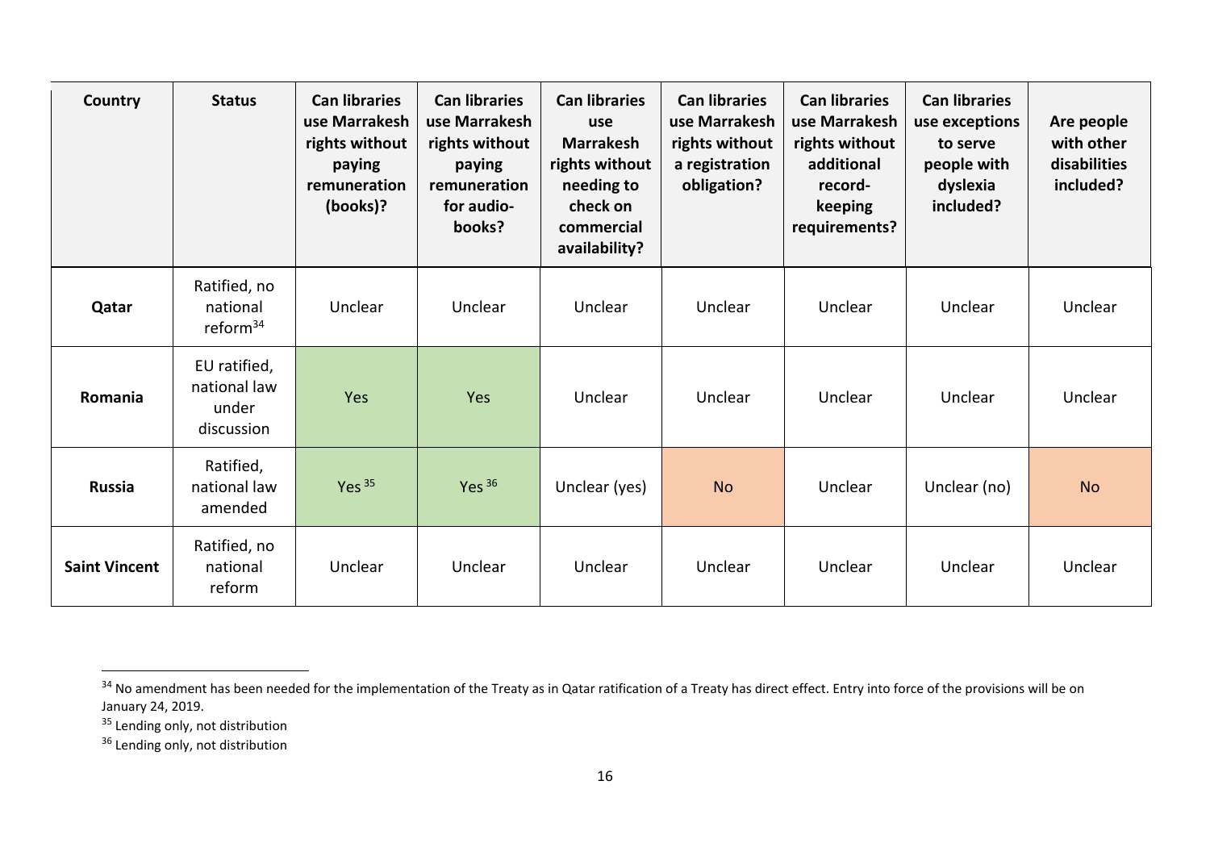| Country | Status | Can libraries use Marrakesh rights without paying remuneration (books)? | Can libraries use Marrakesh rights without paying remuneration for audio-books? | Can libraries use Marrakesh rights without needing to check on commercial availability? | Can libraries use Marrakesh rights without a registration obligation? | Can libraries use Marrakesh rights without additional record-keeping requirements? | Can libraries use exceptions to serve people with dyslexia included? | Are people with other disabilities included? |
|---|---|---|---|---|---|---|---|---|
| **Qatar** | Ratified, no national reform[34] | Unclear | Unclear | Unclear | Unclear | Unclear | Unclear | Unclear |
| **Romania** | EU ratified, national law under discussion | Yes | Yes | Unclear | Unclear | Unclear | Unclear | Unclear |
| **Russia** | Ratified, national law amended | Yes [35] | Yes [36] | Unclear (yes) | No | Unclear | Unclear (no) | No |
| **Saint Vincent** | Ratified, no national reform | Unclear | Unclear | Unclear | Unclear | Unclear | Unclear | Unclear |

[34] No amendment has been needed for the implementation of the Treaty as in Qatar ratification of a Treaty has direct effect. Entry into force of the provisions will be on January 24, 2019.

[35] Lending only, not distribution

[36] Lending only, not distribution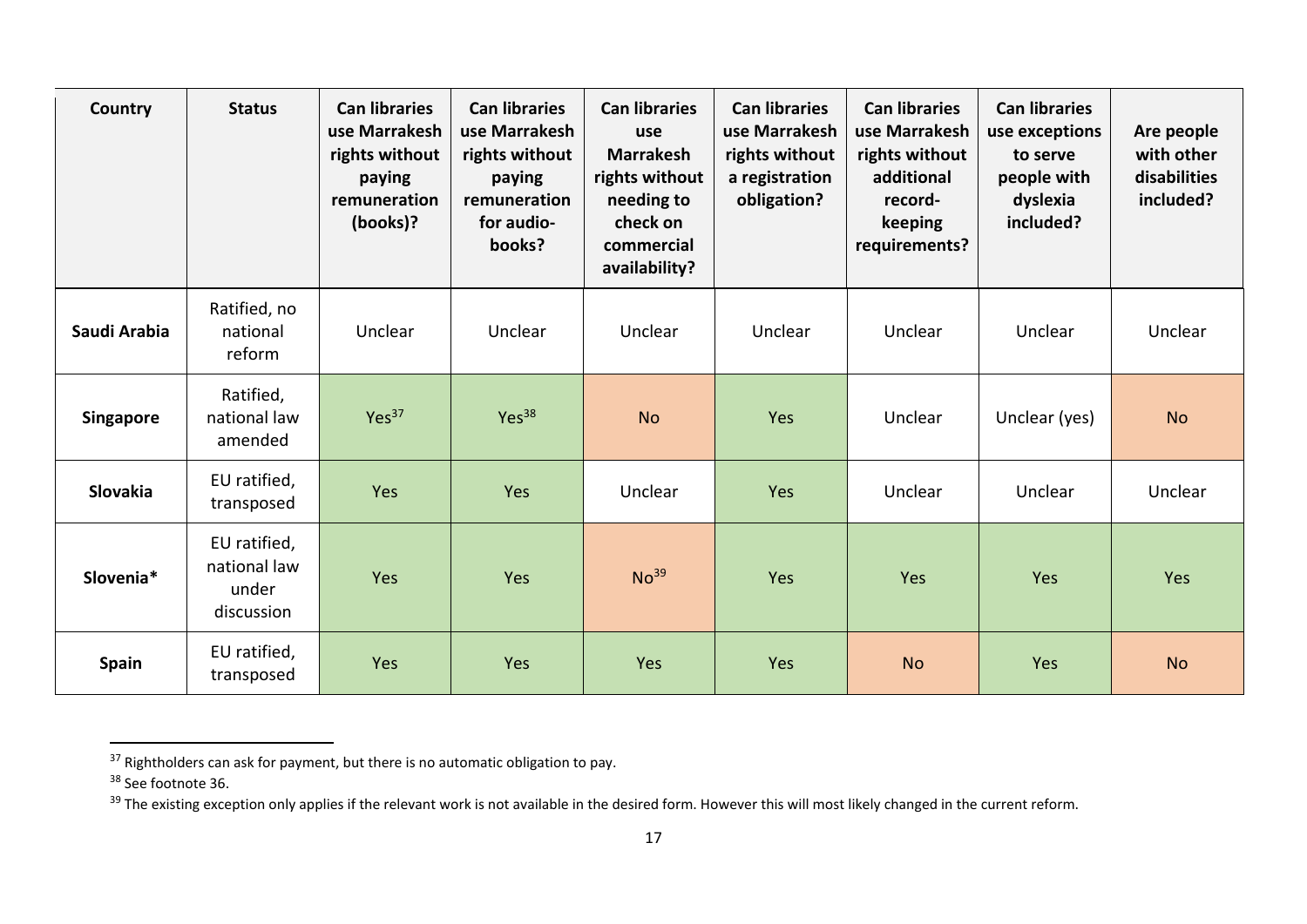| Country | Status | Can libraries use Marrakesh rights without paying remuneration (books)? | Can libraries use Marrakesh rights without paying remuneration for audio-books? | Can libraries use Marrakesh rights without needing to check on commercial availability? | Can libraries use Marrakesh rights without a registration obligation? | Can libraries use Marrakesh rights without additional record-keeping requirements? | Can libraries use exceptions to serve people with dyslexia included? | Are people with other disabilities included? |
|---|---|---|---|---|---|---|---|---|
| **Saudi Arabia** | Ratified, no national reform | Unclear | Unclear | Unclear | Unclear | Unclear | Unclear | Unclear |
| **Singapore** | Ratified, national law amended | Yes[37] | Yes[38] | No | Yes | Unclear | Unclear (yes) | No |
| **Slovakia** | EU ratified, transposed | Yes | Yes | Unclear | Yes | Unclear | Unclear | Unclear |
| **Slovenia*** | EU ratified, national law under discussion | Yes | Yes | No[39] | Yes | Yes | Yes | Yes |
| **Spain** | EU ratified, transposed | Yes | Yes | Yes | Yes | No | Yes | No |

[37] Rightholders can ask for payment, but there is no automatic obligation to pay.

[38] See footnote 36.

[39] The existing exception only applies if the relevant work is not available in the desired form. However this will most likely changed in the current reform.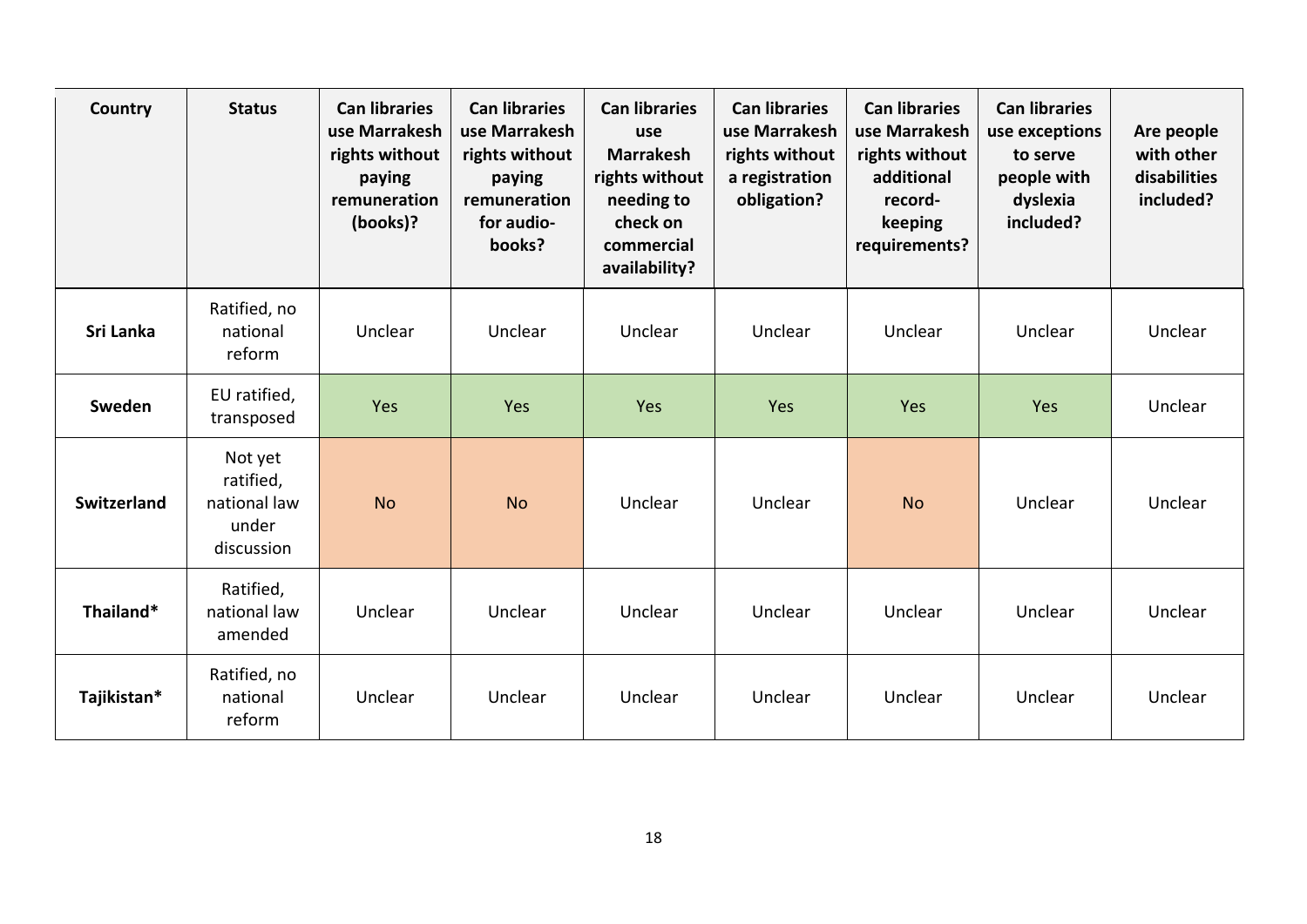| Country | Status | Can libraries use Marrakesh rights without paying remuneration (books)? | Can libraries use Marrakesh rights without paying remuneration for audio-books? | Can libraries use Marrakesh rights without needing to check on commercial availability? | Can libraries use Marrakesh rights without a registration obligation? | Can libraries use Marrakesh rights without additional record-keeping requirements? | Can libraries use exceptions to serve people with dyslexia included? | Are people with other disabilities included? |
|---|---|---|---|---|---|---|---|---|
| **Sri Lanka** | Ratified, no national reform | Unclear | Unclear | Unclear | Unclear | Unclear | Unclear | Unclear |
| **Sweden** | EU ratified, transposed | Yes | Yes | Yes | Yes | Yes | Yes | Unclear |
| **Switzerland** | Not yet ratified, national law under discussion | No | No | Unclear | Unclear | No | Unclear | Unclear |
| **Thailand*** | Ratified, national law amended | Unclear | Unclear | Unclear | Unclear | Unclear | Unclear | Unclear |
| **Tajikistan*** | Ratified, no national reform | Unclear | Unclear | Unclear | Unclear | Unclear | Unclear | Unclear |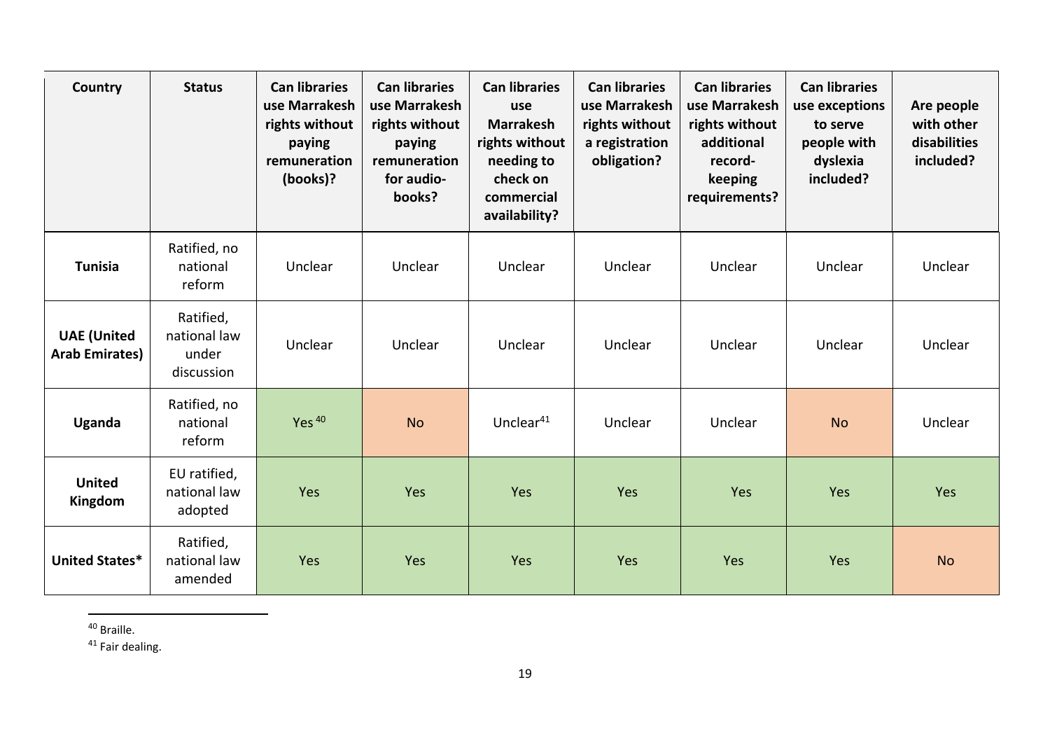| Country | Status | Can libraries use Marrakesh rights without paying remuneration (books)? | Can libraries use Marrakesh rights without paying remuneration for audio-books? | Can libraries use Marrakesh rights without needing to check on commercial availability? | Can libraries use Marrakesh rights without a registration obligation? | Can libraries use Marrakesh rights without additional record-keeping requirements? | Can libraries use exceptions to serve people with dyslexia included? | Are people with other disabilities included? |
|---|---|---|---|---|---|---|---|---|
| **Tunisia** | Ratified, no national reform | Unclear | Unclear | Unclear | Unclear | Unclear | Unclear | Unclear |
| **UAE (United Arab Emirates)** | Ratified, national law under discussion | Unclear | Unclear | Unclear | Unclear | Unclear | Unclear | Unclear |
| **Uganda** | Ratified, no national reform | Yes [40] | No | Unclear[41] | Unclear | Unclear | No | Unclear |
| **United Kingdom** | EU ratified, national law adopted | Yes | Yes | Yes | Yes | Yes | Yes | Yes |
| **United States*** | Ratified, national law amended | Yes | Yes | Yes | Yes | Yes | Yes | No |

[40] Braille.

[41] Fair dealing.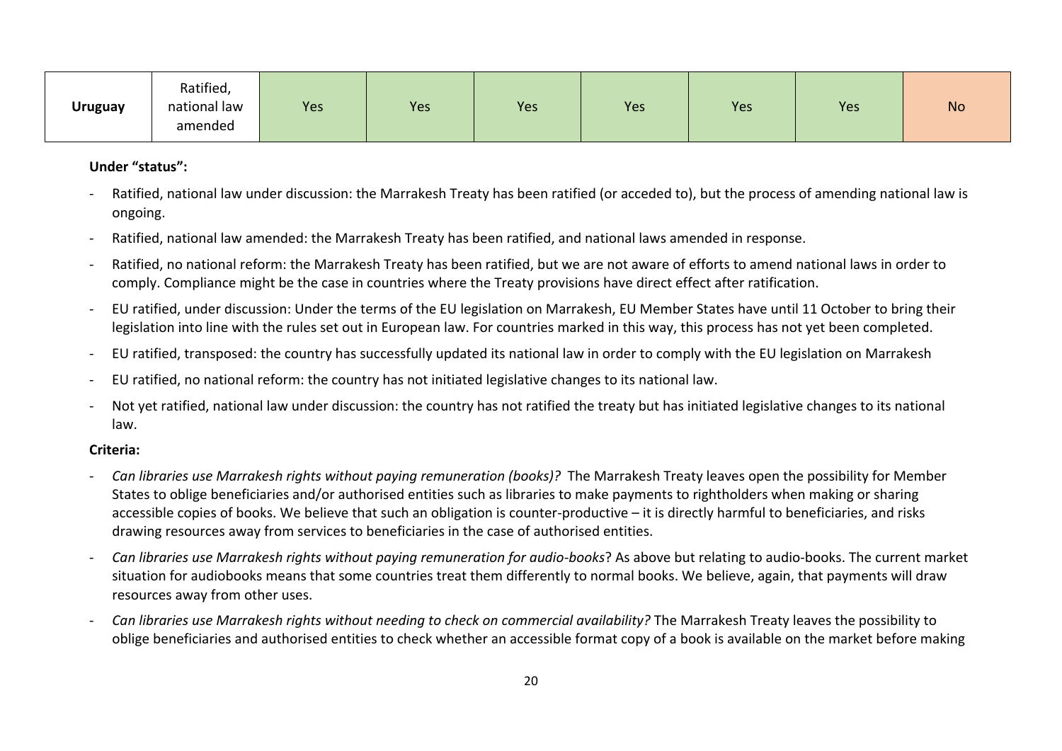| Uruguay | Ratified, national law amended | Yes | Yes | Yes | Yes | Yes | Yes | No |
|---|---|---|---|---|---|---|---|---|

**Under "status":**

- Ratified, national law under discussion: the Marrakesh Treaty has been ratified (or acceded to), but the process of amending national law is ongoing.
- Ratified, national law amended: the Marrakesh Treaty has been ratified, and national laws amended in response.
- Ratified, no national reform: the Marrakesh Treaty has been ratified, but we are not aware of efforts to amend national laws in order to comply. Compliance might be the case in countries where the Treaty provisions have direct effect after ratification.
- EU ratified, under discussion: Under the terms of the EU legislation on Marrakesh, EU Member States have until 11 October to bring their legislation into line with the rules set out in European law. For countries marked in this way, this process has not yet been completed.
- EU ratified, transposed: the country has successfully updated its national law in order to comply with the EU legislation on Marrakesh
- EU ratified, no national reform: the country has not initiated legislative changes to its national law.
- Not yet ratified, national law under discussion: the country has not ratified the treaty but has initiated legislative changes to its national law.

**Criteria:**

- *Can libraries use Marrakesh rights without paying remuneration (books)?* The Marrakesh Treaty leaves open the possibility for Member States to oblige beneficiaries and/or authorised entities such as libraries to make payments to rightholders when making or sharing accessible copies of books. We believe that such an obligation is counter-productive – it is directly harmful to beneficiaries, and risks drawing resources away from services to beneficiaries in the case of authorised entities.
- *Can libraries use Marrakesh rights without paying remuneration for audio-books*? As above but relating to audio-books. The current market situation for audiobooks means that some countries treat them differently to normal books. We believe, again, that payments will draw resources away from other uses.
- *Can libraries use Marrakesh rights without needing to check on commercial availability?* The Marrakesh Treaty leaves the possibility to oblige beneficiaries and authorised entities to check whether an accessible format copy of a book is available on the market before making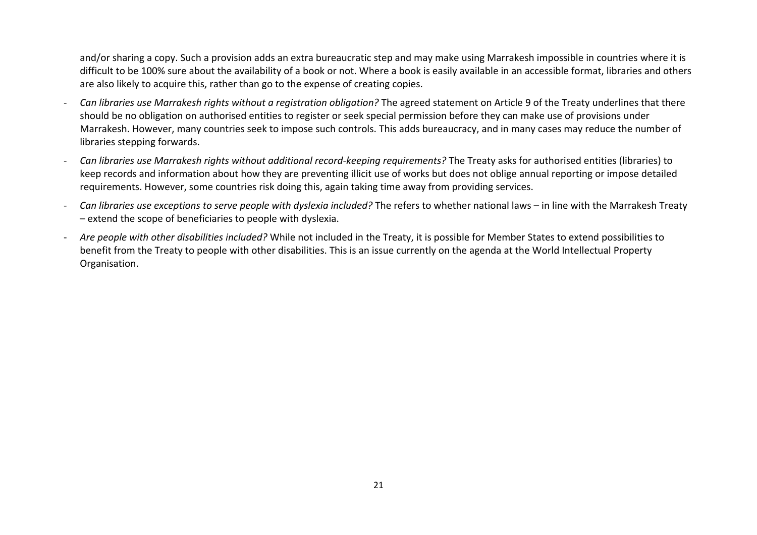and/or sharing a copy. Such a provision adds an extra bureaucratic step and may make using Marrakesh impossible in countries where it is difficult to be 100% sure about the availability of a book or not. Where a book is easily available in an accessible format, libraries and others are also likely to acquire this, rather than go to the expense of creating copies.

- *Can libraries use Marrakesh rights without a registration obligation?* The agreed statement on Article 9 of the Treaty underlines that there should be no obligation on authorised entities to register or seek special permission before they can make use of provisions under Marrakesh. However, many countries seek to impose such controls. This adds bureaucracy, and in many cases may reduce the number of libraries stepping forwards.
- *Can libraries use Marrakesh rights without additional record-keeping requirements?* The Treaty asks for authorised entities (libraries) to keep records and information about how they are preventing illicit use of works but does not oblige annual reporting or impose detailed requirements. However, some countries risk doing this, again taking time away from providing services.
- *Can libraries use exceptions to serve people with dyslexia included?* The refers to whether national laws – in line with the Marrakesh Treaty – extend the scope of beneficiaries to people with dyslexia.
- *Are people with other disabilities included?* While not included in the Treaty, it is possible for Member States to extend possibilities to benefit from the Treaty to people with other disabilities. This is an issue currently on the agenda at the World Intellectual Property Organisation.